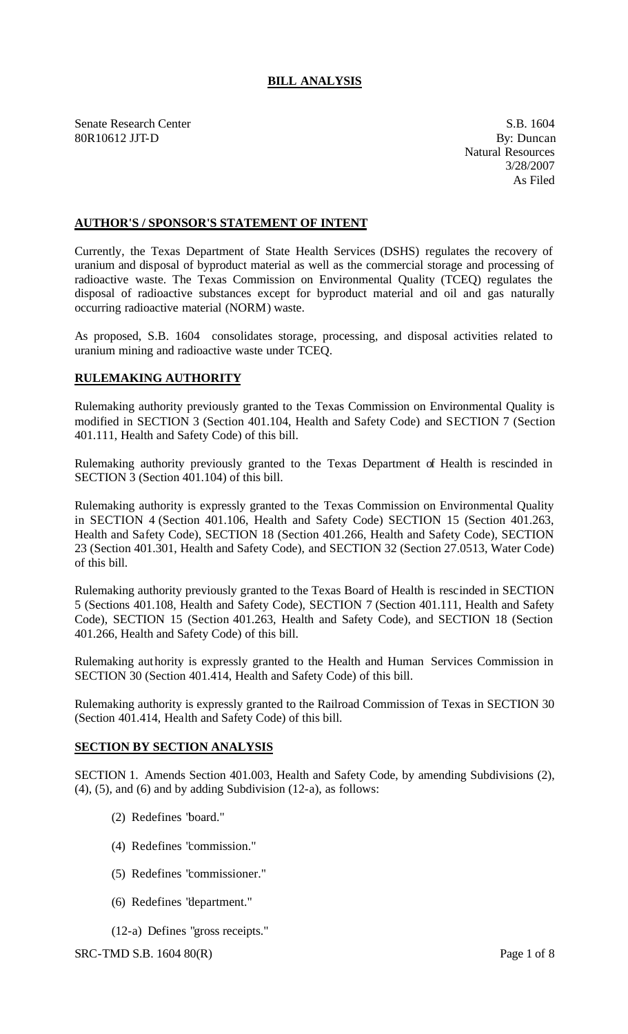# BILL ANALYSIS

Senate Research Center
80R10612 JJT-D

S.B. 1604
By: Duncan
Natural Resources
3/28/2007
As Filed

## AUTHOR'S / SPONSOR'S STATEMENT OF INTENT

Currently, the Texas Department of State Health Services (DSHS) regulates the recovery of uranium and disposal of byproduct material as well as the commercial storage and processing of radioactive waste. The Texas Commission on Environmental Quality (TCEQ) regulates the disposal of radioactive substances except for byproduct material and oil and gas naturally occurring radioactive material (NORM) waste.

As proposed, S.B. 1604 consolidates storage, processing, and disposal activities related to uranium mining and radioactive waste under TCEQ.

## RULEMAKING AUTHORITY

Rulemaking authority previously granted to the Texas Commission on Environmental Quality is modified in SECTION 3 (Section 401.104, Health and Safety Code) and SECTION 7 (Section 401.111, Health and Safety Code) of this bill.

Rulemaking authority previously granted to the Texas Department of Health is rescinded in SECTION 3 (Section 401.104) of this bill.

Rulemaking authority is expressly granted to the Texas Commission on Environmental Quality in SECTION 4 (Section 401.106, Health and Safety Code) SECTION 15 (Section 401.263, Health and Safety Code), SECTION 18 (Section 401.266, Health and Safety Code), SECTION 23 (Section 401.301, Health and Safety Code), and SECTION 32 (Section 27.0513, Water Code) of this bill.

Rulemaking authority previously granted to the Texas Board of Health is rescinded in SECTION 5 (Sections 401.108, Health and Safety Code), SECTION 7 (Section 401.111, Health and Safety Code), SECTION 15 (Section 401.263, Health and Safety Code), and SECTION 18 (Section 401.266, Health and Safety Code) of this bill.

Rulemaking authority is expressly granted to the Health and Human Services Commission in SECTION 30 (Section 401.414, Health and Safety Code) of this bill.

Rulemaking authority is expressly granted to the Railroad Commission of Texas in SECTION 30 (Section 401.414, Health and Safety Code) of this bill.

## SECTION BY SECTION ANALYSIS

SECTION 1. Amends Section 401.003, Health and Safety Code, by amending Subdivisions (2), (4), (5), and (6) and by adding Subdivision (12-a), as follows:

- (2) Redefines "board."
- (4) Redefines "commission."
- (5) Redefines "commissioner."
- (6) Redefines "department."
- (12-a) Defines "gross receipts."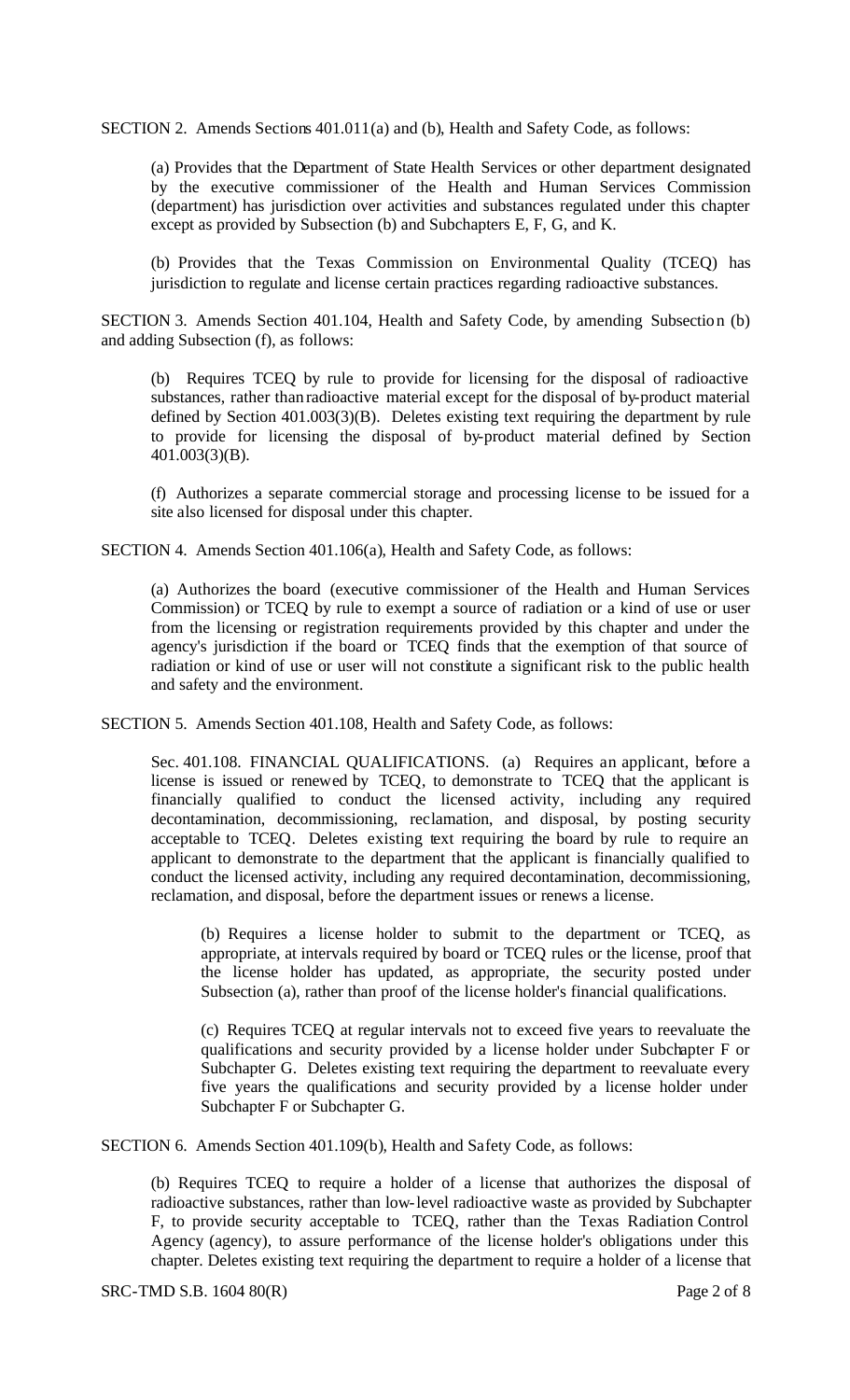SECTION 2. Amends Sections 401.011(a) and (b), Health and Safety Code, as follows:

(a) Provides that the Department of State Health Services or other department designated by the executive commissioner of the Health and Human Services Commission (department) has jurisdiction over activities and substances regulated under this chapter except as provided by Subsection (b) and Subchapters E, F, G, and K.

(b) Provides that the Texas Commission on Environmental Quality (TCEQ) has jurisdiction to regulate and license certain practices regarding radioactive substances.

SECTION 3. Amends Section 401.104, Health and Safety Code, by amending Subsection (b) and adding Subsection (f), as follows:

(b) Requires TCEQ by rule to provide for licensing for the disposal of radioactive substances, rather than radioactive material except for the disposal of by-product material defined by Section 401.003(3)(B). Deletes existing text requiring the department by rule to provide for licensing the disposal of by-product material defined by Section 401.003(3)(B).

(f) Authorizes a separate commercial storage and processing license to be issued for a site also licensed for disposal under this chapter.

SECTION 4. Amends Section 401.106(a), Health and Safety Code, as follows:

(a) Authorizes the board (executive commissioner of the Health and Human Services Commission) or TCEQ by rule to exempt a source of radiation or a kind of use or user from the licensing or registration requirements provided by this chapter and under the agency's jurisdiction if the board or TCEQ finds that the exemption of that source of radiation or kind of use or user will not constitute a significant risk to the public health and safety and the environment.

SECTION 5. Amends Section 401.108, Health and Safety Code, as follows:

Sec. 401.108. FINANCIAL QUALIFICATIONS. (a) Requires an applicant, before a license is issued or renewed by TCEQ, to demonstrate to TCEQ that the applicant is financially qualified to conduct the licensed activity, including any required decontamination, decommissioning, reclamation, and disposal, by posting security acceptable to TCEQ. Deletes existing text requiring the board by rule to require an applicant to demonstrate to the department that the applicant is financially qualified to conduct the licensed activity, including any required decontamination, decommissioning, reclamation, and disposal, before the department issues or renews a license.

(b) Requires a license holder to submit to the department or TCEQ, as appropriate, at intervals required by board or TCEQ rules or the license, proof that the license holder has updated, as appropriate, the security posted under Subsection (a), rather than proof of the license holder's financial qualifications.

(c) Requires TCEQ at regular intervals not to exceed five years to reevaluate the qualifications and security provided by a license holder under Subchapter F or Subchapter G. Deletes existing text requiring the department to reevaluate every five years the qualifications and security provided by a license holder under Subchapter F or Subchapter G.

SECTION 6. Amends Section 401.109(b), Health and Safety Code, as follows:

(b) Requires TCEQ to require a holder of a license that authorizes the disposal of radioactive substances, rather than low-level radioactive waste as provided by Subchapter F, to provide security acceptable to TCEQ, rather than the Texas Radiation Control Agency (agency), to assure performance of the license holder's obligations under this chapter. Deletes existing text requiring the department to require a holder of a license that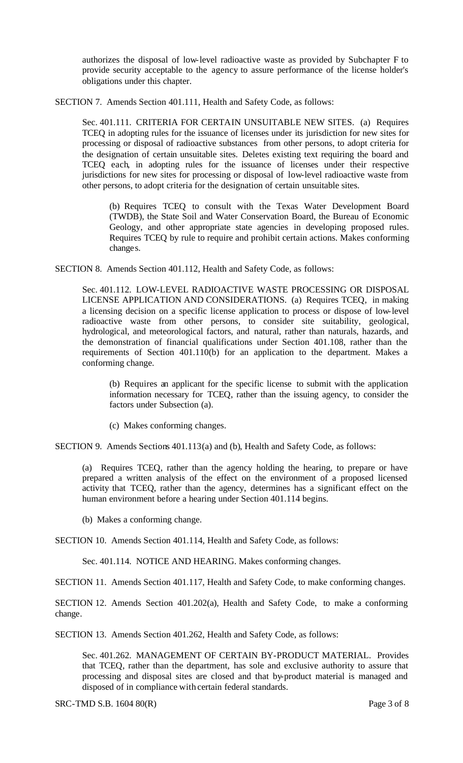authorizes the disposal of low-level radioactive waste as provided by Subchapter F to provide security acceptable to the agency to assure performance of the license holder's obligations under this chapter.

SECTION 7. Amends Section 401.111, Health and Safety Code, as follows:

> Sec. 401.111. CRITERIA FOR CERTAIN UNSUITABLE NEW SITES. (a) Requires TCEQ in adopting rules for the issuance of licenses under its jurisdiction for new sites for processing or disposal of radioactive substances from other persons, to adopt criteria for the designation of certain unsuitable sites. Deletes existing text requiring the board and TCEQ each, in adopting rules for the issuance of licenses under their respective jurisdictions for new sites for processing or disposal of low-level radioactive waste from other persons, to adopt criteria for the designation of certain unsuitable sites.
>
> > (b) Requires TCEQ to consult with the Texas Water Development Board (TWDB), the State Soil and Water Conservation Board, the Bureau of Economic Geology, and other appropriate state agencies in developing proposed rules. Requires TCEQ by rule to require and prohibit certain actions. Makes conforming changes.

SECTION 8. Amends Section 401.112, Health and Safety Code, as follows:

> Sec. 401.112. LOW-LEVEL RADIOACTIVE WASTE PROCESSING OR DISPOSAL LICENSE APPLICATION AND CONSIDERATIONS. (a) Requires TCEQ, in making a licensing decision on a specific license application to process or dispose of low-level radioactive waste from other persons, to consider site suitability, geological, hydrological, and meteorological factors, and natural, rather than naturals, hazards, and the demonstration of financial qualifications under Section 401.108, rather than the requirements of Section 401.110(b) for an application to the department. Makes a conforming change.
>
> > (b) Requires an applicant for the specific license to submit with the application information necessary for TCEQ, rather than the issuing agency, to consider the factors under Subsection (a).
> >
> > (c) Makes conforming changes.

SECTION 9. Amends Sections 401.113(a) and (b), Health and Safety Code, as follows:

> (a) Requires TCEQ, rather than the agency holding the hearing, to prepare or have prepared a written analysis of the effect on the environment of a proposed licensed activity that TCEQ, rather than the agency, determines has a significant effect on the human environment before a hearing under Section 401.114 begins.
>
> (b) Makes a conforming change.

SECTION 10. Amends Section 401.114, Health and Safety Code, as follows:

> Sec. 401.114. NOTICE AND HEARING. Makes conforming changes.

SECTION 11. Amends Section 401.117, Health and Safety Code, to make conforming changes.

SECTION 12. Amends Section 401.202(a), Health and Safety Code, to make a conforming change.

SECTION 13. Amends Section 401.262, Health and Safety Code, as follows:

> Sec. 401.262. MANAGEMENT OF CERTAIN BY-PRODUCT MATERIAL. Provides that TCEQ, rather than the department, has sole and exclusive authority to assure that processing and disposal sites are closed and that by-product material is managed and disposed of in compliance with certain federal standards.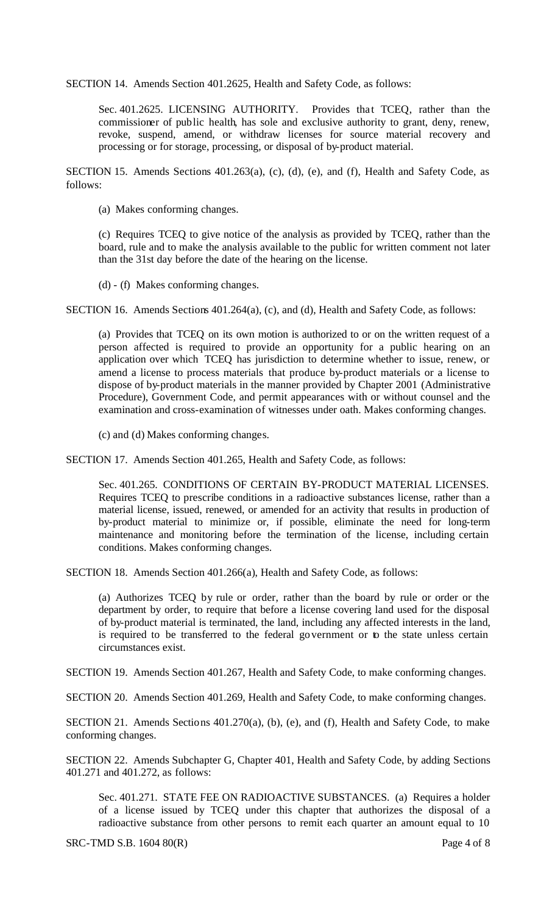SECTION 14. Amends Section 401.2625, Health and Safety Code, as follows:

Sec. 401.2625. LICENSING AUTHORITY. Provides that TCEQ, rather than the commissioner of public health, has sole and exclusive authority to grant, deny, renew, revoke, suspend, amend, or withdraw licenses for source material recovery and processing or for storage, processing, or disposal of by-product material.

SECTION 15. Amends Sections 401.263(a), (c), (d), (e), and (f), Health and Safety Code, as follows:

(a) Makes conforming changes.

(c) Requires TCEQ to give notice of the analysis as provided by TCEQ, rather than the board, rule and to make the analysis available to the public for written comment not later than the 31st day before the date of the hearing on the license.

(d) - (f) Makes conforming changes.

SECTION 16. Amends Sections 401.264(a), (c), and (d), Health and Safety Code, as follows:

(a) Provides that TCEQ on its own motion is authorized to or on the written request of a person affected is required to provide an opportunity for a public hearing on an application over which TCEQ has jurisdiction to determine whether to issue, renew, or amend a license to process materials that produce by-product materials or a license to dispose of by-product materials in the manner provided by Chapter 2001 (Administrative Procedure), Government Code, and permit appearances with or without counsel and the examination and cross-examination of witnesses under oath. Makes conforming changes.

(c) and (d) Makes conforming changes.

SECTION 17. Amends Section 401.265, Health and Safety Code, as follows:

Sec. 401.265. CONDITIONS OF CERTAIN BY-PRODUCT MATERIAL LICENSES. Requires TCEQ to prescribe conditions in a radioactive substances license, rather than a material license, issued, renewed, or amended for an activity that results in production of by-product material to minimize or, if possible, eliminate the need for long-term maintenance and monitoring before the termination of the license, including certain conditions. Makes conforming changes.

SECTION 18. Amends Section 401.266(a), Health and Safety Code, as follows:

(a) Authorizes TCEQ by rule or order, rather than the board by rule or order or the department by order, to require that before a license covering land used for the disposal of by-product material is terminated, the land, including any affected interests in the land, is required to be transferred to the federal government or to the state unless certain circumstances exist.

SECTION 19. Amends Section 401.267, Health and Safety Code, to make conforming changes.

SECTION 20. Amends Section 401.269, Health and Safety Code, to make conforming changes.

SECTION 21. Amends Sections 401.270(a), (b), (e), and (f), Health and Safety Code, to make conforming changes.

SECTION 22. Amends Subchapter G, Chapter 401, Health and Safety Code, by adding Sections 401.271 and 401.272, as follows:

Sec. 401.271. STATE FEE ON RADIOACTIVE SUBSTANCES. (a) Requires a holder of a license issued by TCEQ under this chapter that authorizes the disposal of a radioactive substance from other persons to remit each quarter an amount equal to 10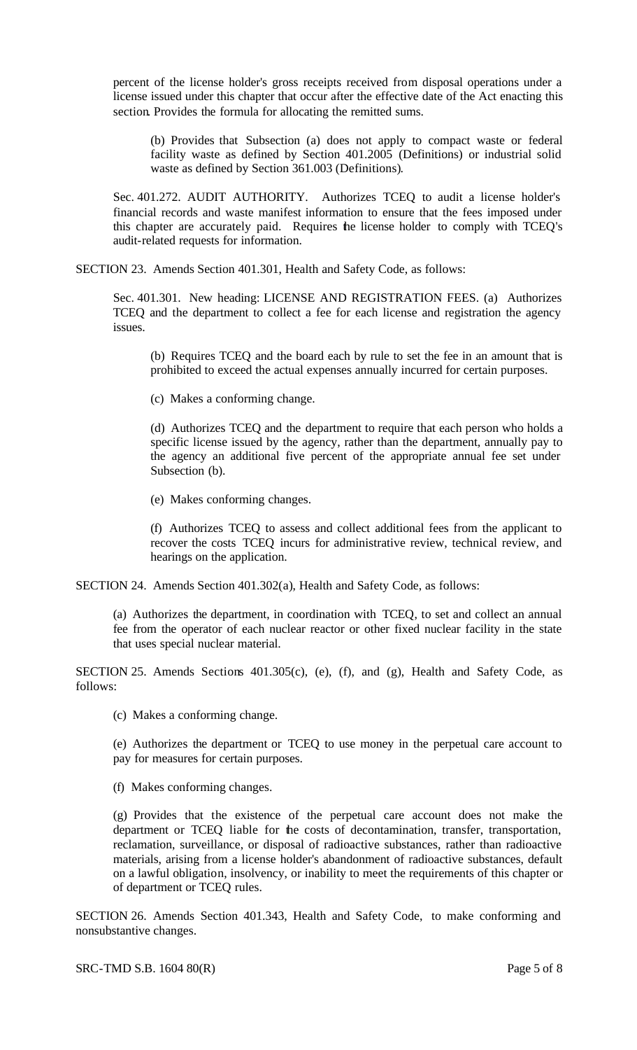percent of the license holder's gross receipts received from disposal operations under a license issued under this chapter that occur after the effective date of the Act enacting this section. Provides the formula for allocating the remitted sums.

(b) Provides that Subsection (a) does not apply to compact waste or federal facility waste as defined by Section 401.2005 (Definitions) or industrial solid waste as defined by Section 361.003 (Definitions).

Sec. 401.272. AUDIT AUTHORITY. Authorizes TCEQ to audit a license holder's financial records and waste manifest information to ensure that the fees imposed under this chapter are accurately paid. Requires the license holder to comply with TCEQ's audit-related requests for information.

SECTION 23. Amends Section 401.301, Health and Safety Code, as follows:

Sec. 401.301. New heading: LICENSE AND REGISTRATION FEES. (a) Authorizes TCEQ and the department to collect a fee for each license and registration the agency issues.

(b) Requires TCEQ and the board each by rule to set the fee in an amount that is prohibited to exceed the actual expenses annually incurred for certain purposes.

(c) Makes a conforming change.

(d) Authorizes TCEQ and the department to require that each person who holds a specific license issued by the agency, rather than the department, annually pay to the agency an additional five percent of the appropriate annual fee set under Subsection (b).

(e) Makes conforming changes.

(f) Authorizes TCEQ to assess and collect additional fees from the applicant to recover the costs TCEQ incurs for administrative review, technical review, and hearings on the application.

SECTION 24. Amends Section 401.302(a), Health and Safety Code, as follows:

(a) Authorizes the department, in coordination with TCEQ, to set and collect an annual fee from the operator of each nuclear reactor or other fixed nuclear facility in the state that uses special nuclear material.

SECTION 25. Amends Sections 401.305(c), (e), (f), and (g), Health and Safety Code, as follows:

(c) Makes a conforming change.

(e) Authorizes the department or TCEQ to use money in the perpetual care account to pay for measures for certain purposes.

(f) Makes conforming changes.

(g) Provides that the existence of the perpetual care account does not make the department or TCEQ liable for the costs of decontamination, transfer, transportation, reclamation, surveillance, or disposal of radioactive substances, rather than radioactive materials, arising from a license holder's abandonment of radioactive substances, default on a lawful obligation, insolvency, or inability to meet the requirements of this chapter or of department or TCEQ rules.

SECTION 26. Amends Section 401.343, Health and Safety Code, to make conforming and nonsubstantive changes.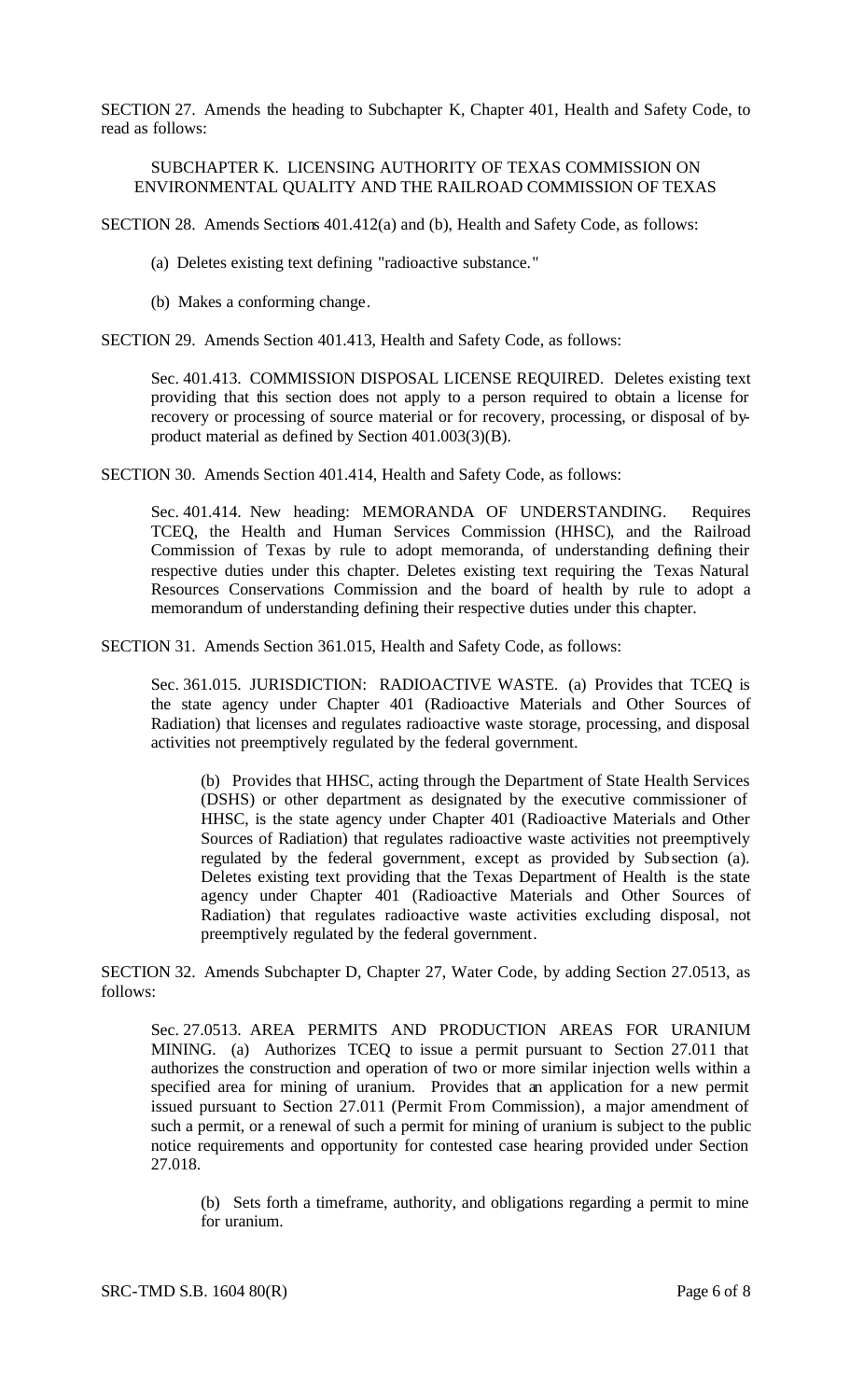SECTION 27. Amends the heading to Subchapter K, Chapter 401, Health and Safety Code, to read as follows:

SUBCHAPTER K. LICENSING AUTHORITY OF TEXAS COMMISSION ON ENVIRONMENTAL QUALITY AND THE RAILROAD COMMISSION OF TEXAS

SECTION 28. Amends Sections 401.412(a) and (b), Health and Safety Code, as follows:

(a) Deletes existing text defining "radioactive substance."

(b) Makes a conforming change.

SECTION 29. Amends Section 401.413, Health and Safety Code, as follows:

Sec. 401.413. COMMISSION DISPOSAL LICENSE REQUIRED. Deletes existing text providing that this section does not apply to a person required to obtain a license for recovery or processing of source material or for recovery, processing, or disposal of by-product material as defined by Section 401.003(3)(B).

SECTION 30. Amends Section 401.414, Health and Safety Code, as follows:

Sec. 401.414. New heading: MEMORANDA OF UNDERSTANDING. Requires TCEQ, the Health and Human Services Commission (HHSC), and the Railroad Commission of Texas by rule to adopt memoranda, of understanding defining their respective duties under this chapter. Deletes existing text requiring the Texas Natural Resources Conservations Commission and the board of health by rule to adopt a memorandum of understanding defining their respective duties under this chapter.

SECTION 31. Amends Section 361.015, Health and Safety Code, as follows:

Sec. 361.015. JURISDICTION: RADIOACTIVE WASTE. (a) Provides that TCEQ is the state agency under Chapter 401 (Radioactive Materials and Other Sources of Radiation) that licenses and regulates radioactive waste storage, processing, and disposal activities not preemptively regulated by the federal government.

(b) Provides that HHSC, acting through the Department of State Health Services (DSHS) or other department as designated by the executive commissioner of HHSC, is the state agency under Chapter 401 (Radioactive Materials and Other Sources of Radiation) that regulates radioactive waste activities not preemptively regulated by the federal government, except as provided by Subsection (a). Deletes existing text providing that the Texas Department of Health is the state agency under Chapter 401 (Radioactive Materials and Other Sources of Radiation) that regulates radioactive waste activities excluding disposal, not preemptively regulated by the federal government.

SECTION 32. Amends Subchapter D, Chapter 27, Water Code, by adding Section 27.0513, as follows:

Sec. 27.0513. AREA PERMITS AND PRODUCTION AREAS FOR URANIUM MINING. (a) Authorizes TCEQ to issue a permit pursuant to Section 27.011 that authorizes the construction and operation of two or more similar injection wells within a specified area for mining of uranium. Provides that an application for a new permit issued pursuant to Section 27.011 (Permit From Commission), a major amendment of such a permit, or a renewal of such a permit for mining of uranium is subject to the public notice requirements and opportunity for contested case hearing provided under Section 27.018.

(b) Sets forth a timeframe, authority, and obligations regarding a permit to mine for uranium.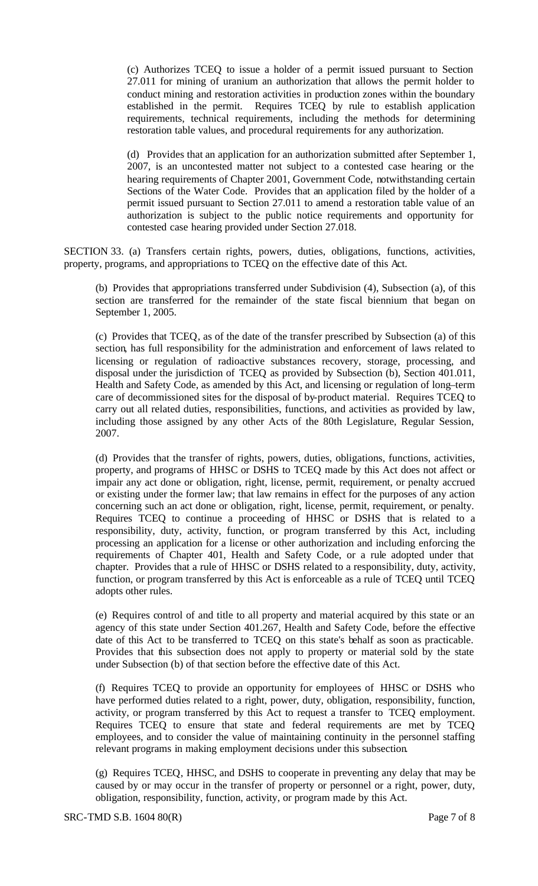(c) Authorizes TCEQ to issue a holder of a permit issued pursuant to Section 27.011 for mining of uranium an authorization that allows the permit holder to conduct mining and restoration activities in production zones within the boundary established in the permit. Requires TCEQ by rule to establish application requirements, technical requirements, including the methods for determining restoration table values, and procedural requirements for any authorization.

(d) Provides that an application for an authorization submitted after September 1, 2007, is an uncontested matter not subject to a contested case hearing or the hearing requirements of Chapter 2001, Government Code, notwithstanding certain Sections of the Water Code. Provides that an application filed by the holder of a permit issued pursuant to Section 27.011 to amend a restoration table value of an authorization is subject to the public notice requirements and opportunity for contested case hearing provided under Section 27.018.

SECTION 33. (a) Transfers certain rights, powers, duties, obligations, functions, activities, property, programs, and appropriations to TCEQ on the effective date of this Act.

(b) Provides that appropriations transferred under Subdivision (4), Subsection (a), of this section are transferred for the remainder of the state fiscal biennium that began on September 1, 2005.

(c) Provides that TCEQ, as of the date of the transfer prescribed by Subsection (a) of this section, has full responsibility for the administration and enforcement of laws related to licensing or regulation of radioactive substances recovery, storage, processing, and disposal under the jurisdiction of TCEQ as provided by Subsection (b), Section 401.011, Health and Safety Code, as amended by this Act, and licensing or regulation of long–term care of decommissioned sites for the disposal of by-product material. Requires TCEQ to carry out all related duties, responsibilities, functions, and activities as provided by law, including those assigned by any other Acts of the 80th Legislature, Regular Session, 2007.

(d) Provides that the transfer of rights, powers, duties, obligations, functions, activities, property, and programs of HHSC or DSHS to TCEQ made by this Act does not affect or impair any act done or obligation, right, license, permit, requirement, or penalty accrued or existing under the former law; that law remains in effect for the purposes of any action concerning such an act done or obligation, right, license, permit, requirement, or penalty. Requires TCEQ to continue a proceeding of HHSC or DSHS that is related to a responsibility, duty, activity, function, or program transferred by this Act, including processing an application for a license or other authorization and including enforcing the requirements of Chapter 401, Health and Safety Code, or a rule adopted under that chapter. Provides that a rule of HHSC or DSHS related to a responsibility, duty, activity, function, or program transferred by this Act is enforceable as a rule of TCEQ until TCEQ adopts other rules.

(e) Requires control of and title to all property and material acquired by this state or an agency of this state under Section 401.267, Health and Safety Code, before the effective date of this Act to be transferred to TCEQ on this state's behalf as soon as practicable. Provides that this subsection does not apply to property or material sold by the state under Subsection (b) of that section before the effective date of this Act.

(f) Requires TCEQ to provide an opportunity for employees of HHSC or DSHS who have performed duties related to a right, power, duty, obligation, responsibility, function, activity, or program transferred by this Act to request a transfer to TCEQ employment. Requires TCEQ to ensure that state and federal requirements are met by TCEQ employees, and to consider the value of maintaining continuity in the personnel staffing relevant programs in making employment decisions under this subsection.

(g) Requires TCEQ, HHSC, and DSHS to cooperate in preventing any delay that may be caused by or may occur in the transfer of property or personnel or a right, power, duty, obligation, responsibility, function, activity, or program made by this Act.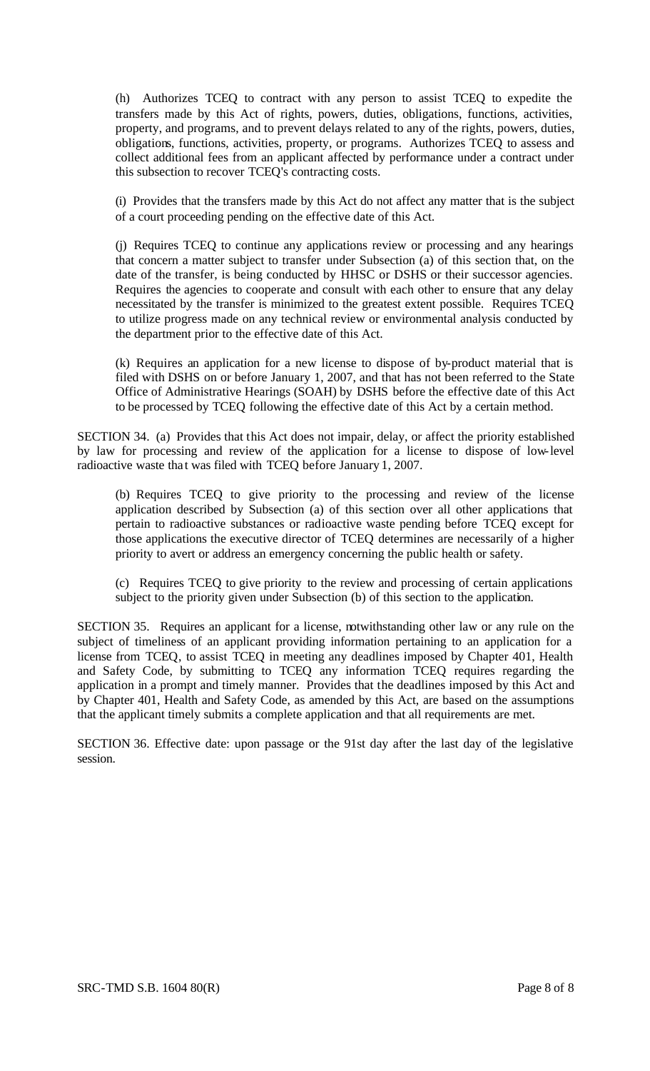(h) Authorizes TCEQ to contract with any person to assist TCEQ to expedite the transfers made by this Act of rights, powers, duties, obligations, functions, activities, property, and programs, and to prevent delays related to any of the rights, powers, duties, obligations, functions, activities, property, or programs. Authorizes TCEQ to assess and collect additional fees from an applicant affected by performance under a contract under this subsection to recover TCEQ's contracting costs.

(i) Provides that the transfers made by this Act do not affect any matter that is the subject of a court proceeding pending on the effective date of this Act.

(j) Requires TCEQ to continue any applications review or processing and any hearings that concern a matter subject to transfer under Subsection (a) of this section that, on the date of the transfer, is being conducted by HHSC or DSHS or their successor agencies. Requires the agencies to cooperate and consult with each other to ensure that any delay necessitated by the transfer is minimized to the greatest extent possible. Requires TCEQ to utilize progress made on any technical review or environmental analysis conducted by the department prior to the effective date of this Act.

(k) Requires an application for a new license to dispose of by-product material that is filed with DSHS on or before January 1, 2007, and that has not been referred to the State Office of Administrative Hearings (SOAH) by DSHS before the effective date of this Act to be processed by TCEQ following the effective date of this Act by a certain method.

SECTION 34. (a) Provides that this Act does not impair, delay, or affect the priority established by law for processing and review of the application for a license to dispose of low-level radioactive waste that was filed with TCEQ before January 1, 2007.

(b) Requires TCEQ to give priority to the processing and review of the license application described by Subsection (a) of this section over all other applications that pertain to radioactive substances or radioactive waste pending before TCEQ except for those applications the executive director of TCEQ determines are necessarily of a higher priority to avert or address an emergency concerning the public health or safety.

(c) Requires TCEQ to give priority to the review and processing of certain applications subject to the priority given under Subsection (b) of this section to the application.

SECTION 35. Requires an applicant for a license, notwithstanding other law or any rule on the subject of timeliness of an applicant providing information pertaining to an application for a license from TCEQ, to assist TCEQ in meeting any deadlines imposed by Chapter 401, Health and Safety Code, by submitting to TCEQ any information TCEQ requires regarding the application in a prompt and timely manner. Provides that the deadlines imposed by this Act and by Chapter 401, Health and Safety Code, as amended by this Act, are based on the assumptions that the applicant timely submits a complete application and that all requirements are met.

SECTION 36. Effective date: upon passage or the 91st day after the last day of the legislative session.